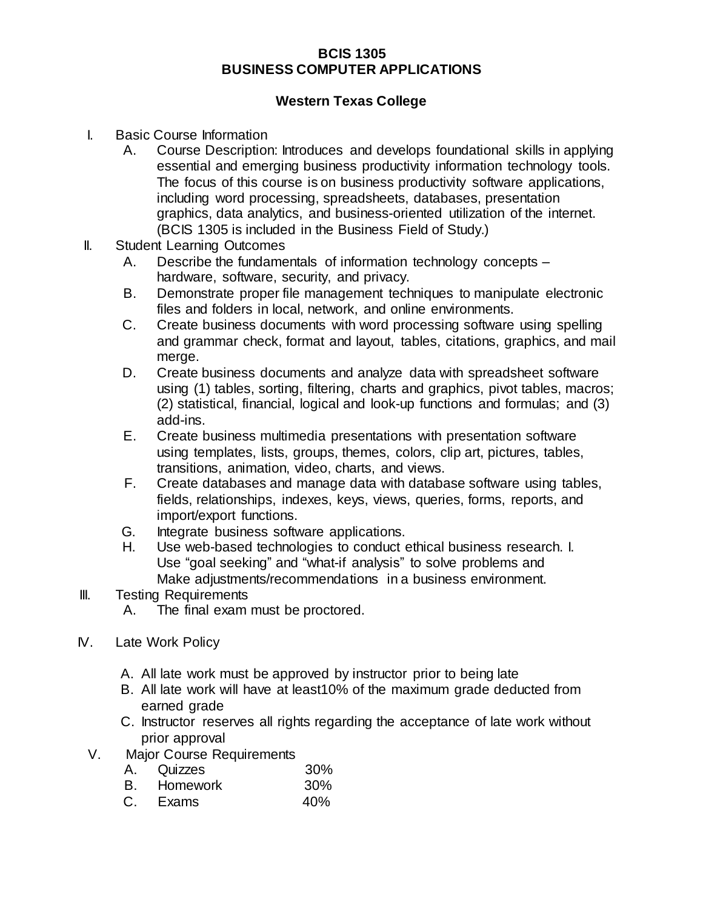**BCIS 1305**
**BUSINESS COMPUTER APPLICATIONS**

**Western Texas College**

I. Basic Course Information
   A. Course Description: Introduces and develops foundational skills in applying essential and emerging business productivity information technology tools. The focus of this course is on business productivity software applications, including word processing, spreadsheets, databases, presentation graphics, data analytics, and business-oriented utilization of the internet. (BCIS 1305 is included in the Business Field of Study.)

II. Student Learning Outcomes
   A. Describe the fundamentals of information technology concepts – hardware, software, security, and privacy.
   B. Demonstrate proper file management techniques to manipulate electronic files and folders in local, network, and online environments.
   C. Create business documents with word processing software using spelling and grammar check, format and layout, tables, citations, graphics, and mail merge.
   D. Create business documents and analyze data with spreadsheet software using (1) tables, sorting, filtering, charts and graphics, pivot tables, macros; (2) statistical, financial, logical and look-up functions and formulas; and (3) add-ins.
   E. Create business multimedia presentations with presentation software using templates, lists, groups, themes, colors, clip art, pictures, tables, transitions, animation, video, charts, and views.
   F. Create databases and manage data with database software using tables, fields, relationships, indexes, keys, views, queries, forms, reports, and import/export functions.
   G. Integrate business software applications.
   H. Use web-based technologies to conduct ethical business research. I. Use “goal seeking” and “what-if analysis” to solve problems and Make adjustments/recommendations in a business environment.

III. Testing Requirements
   A. The final exam must be proctored.

IV. Late Work Policy
   A. All late work must be approved by instructor prior to being late
   B. All late work will have at least10% of the maximum grade deducted from earned grade
   C. Instructor reserves all rights regarding the acceptance of late work without prior approval

V. Major Course Requirements
   A. Quizzes 30%
   B. Homework 30%
   C. Exams 40%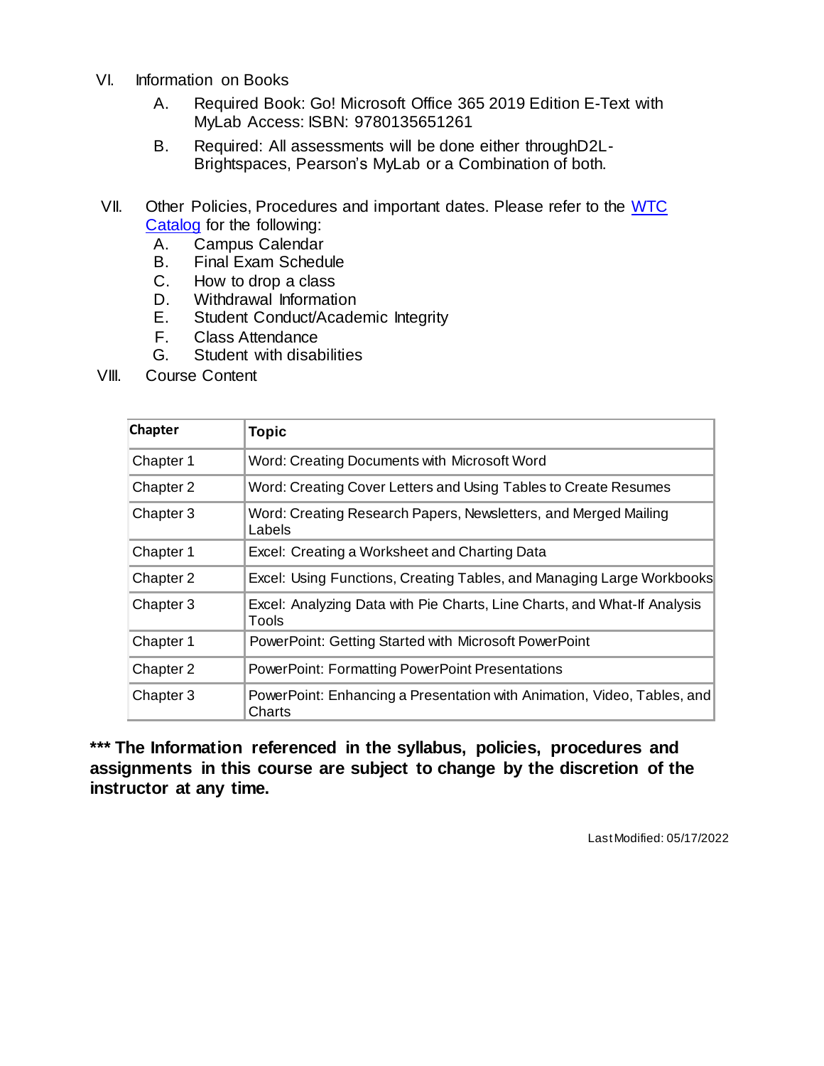VI. Information on Books

A. Required Book: Go! Microsoft Office 365 2019 Edition E-Text with MyLab Access: ISBN: 9780135651261

B. Required: All assessments will be done either throughD2L-Brightspaces, Pearson's MyLab or a Combination of both.

VII. Other Policies, Procedures and important dates. Please refer to the [WTC Catalog] for the following:

A. Campus Calendar
B. Final Exam Schedule
C. How to drop a class
D. Withdrawal Information
E. Student Conduct/Academic Integrity
F. Class Attendance
G. Student with disabilities

VIII. Course Content

| Chapter | Topic |
|---|---|
| Chapter 1 | Word: Creating Documents with Microsoft Word |
| Chapter 2 | Word: Creating Cover Letters and Using Tables to Create Resumes |
| Chapter 3 | Word: Creating Research Papers, Newsletters, and Merged Mailing Labels |
| Chapter 1 | Excel: Creating a Worksheet and Charting Data |
| Chapter 2 | Excel: Using Functions, Creating Tables, and Managing Large Workbooks |
| Chapter 3 | Excel: Analyzing Data with Pie Charts, Line Charts, and What-If Analysis Tools |
| Chapter 1 | PowerPoint: Getting Started with Microsoft PowerPoint |
| Chapter 2 | PowerPoint: Formatting PowerPoint Presentations |
| Chapter 3 | PowerPoint: Enhancing a Presentation with Animation, Video, Tables, and Charts |

**\*\*\* The Information referenced in the syllabus, policies, procedures and assignments in this course are subject to change by the discretion of the instructor at any time.**

Last Modified: 05/17/2022